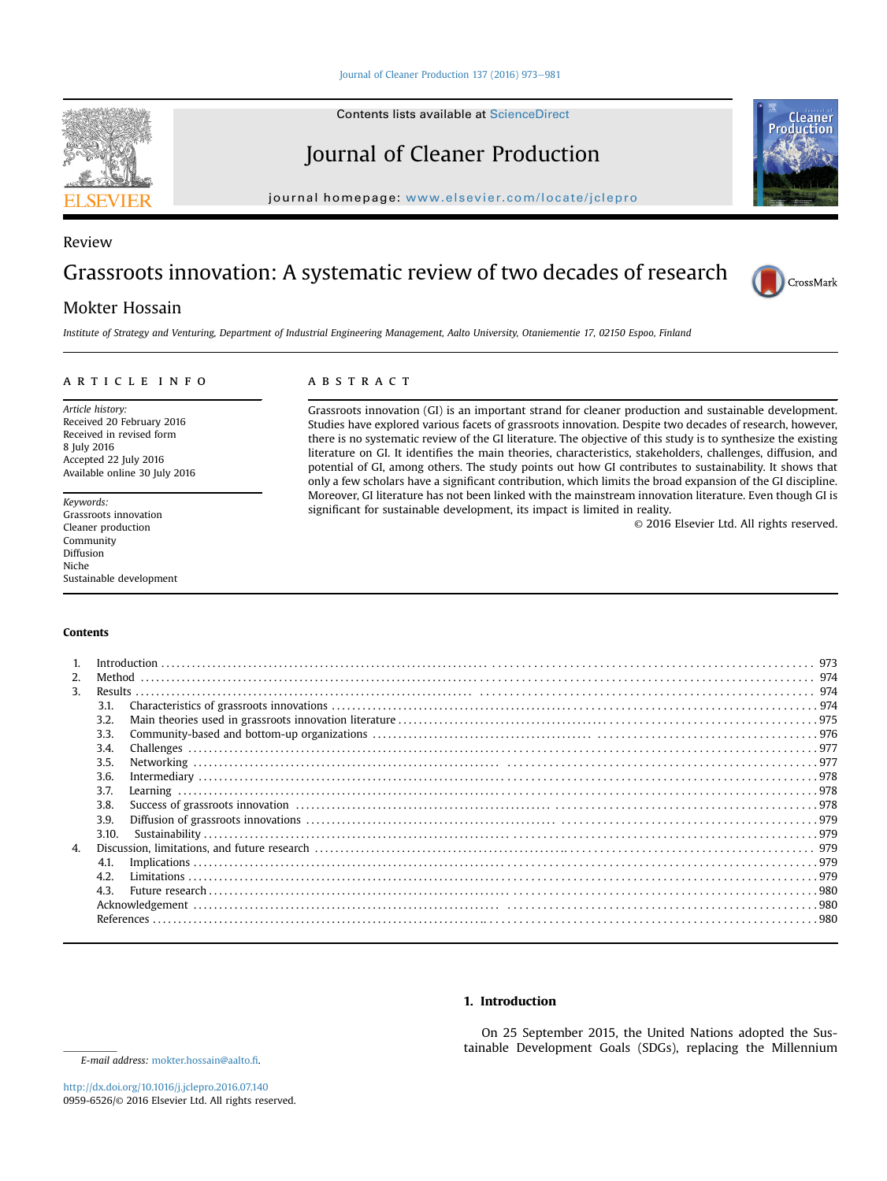Contents lists available at ScienceDirect

# Journal of Cleaner Production

journal homepage: www.elsevier.com/locate/jclepro

Review

# Grassroots innovation: A systematic review of two decades of research

Mokter Hossain

*Institute of Strategy and Venturing, Department of Industrial Engineering Management, Aalto University, Otaniementie 17, 02150 Espoo, Finland*

## ARTICLE INFO

*Article history:*
Received 20 February 2016
Received in revised form
8 July 2016
Accepted 22 July 2016
Available online 30 July 2016

*Keywords:*
Grassroots innovation
Cleaner production
Community
Diffusion
Niche
Sustainable development

## ABSTRACT

Grassroots innovation (GI) is an important strand for cleaner production and sustainable development. Studies have explored various facets of grassroots innovation. Despite two decades of research, however, there is no systematic review of the GI literature. The objective of this study is to synthesize the existing literature on GI. It identifies the main theories, characteristics, stakeholders, challenges, diffusion, and potential of GI, among others. The study points out how GI contributes to sustainability. It shows that only a few scholars have a significant contribution, which limits the broad expansion of the GI discipline. Moreover, GI literature has not been linked with the mainstream innovation literature. Even though GI is significant for sustainable development, its impact is limited in reality.

© 2016 Elsevier Ltd. All rights reserved.

**Contents**

1. Introduction ... 973
2. Method ... 974
3. Results ... 974
   - 3.1. Characteristics of grassroots innovations ... 974
   - 3.2. Main theories used in grassroots innovation literature ... 975
   - 3.3. Community-based and bottom-up organizations ... 976
   - 3.4. Challenges ... 977
   - 3.5. Networking ... 977
   - 3.6. Intermediary ... 978
   - 3.7. Learning ... 978
   - 3.8. Success of grassroots innovation ... 978
   - 3.9. Diffusion of grassroots innovations ... 979
   - 3.10. Sustainability ... 979
4. Discussion, limitations, and future research ... 979
   - 4.1. Implications ... 979
   - 4.2. Limitations ... 979
   - 4.3. Future research ... 980
   
   Acknowledgement ... 980
   
   References ... 980

## 1. Introduction

On 25 September 2015, the United Nations adopted the Sustainable Development Goals (SDGs), replacing the Millennium

E-mail address: mokter.hossain@aalto.fi.

http://dx.doi.org/10.1016/j.jclepro.2016.07.140
0959-6526/© 2016 Elsevier Ltd. All rights reserved.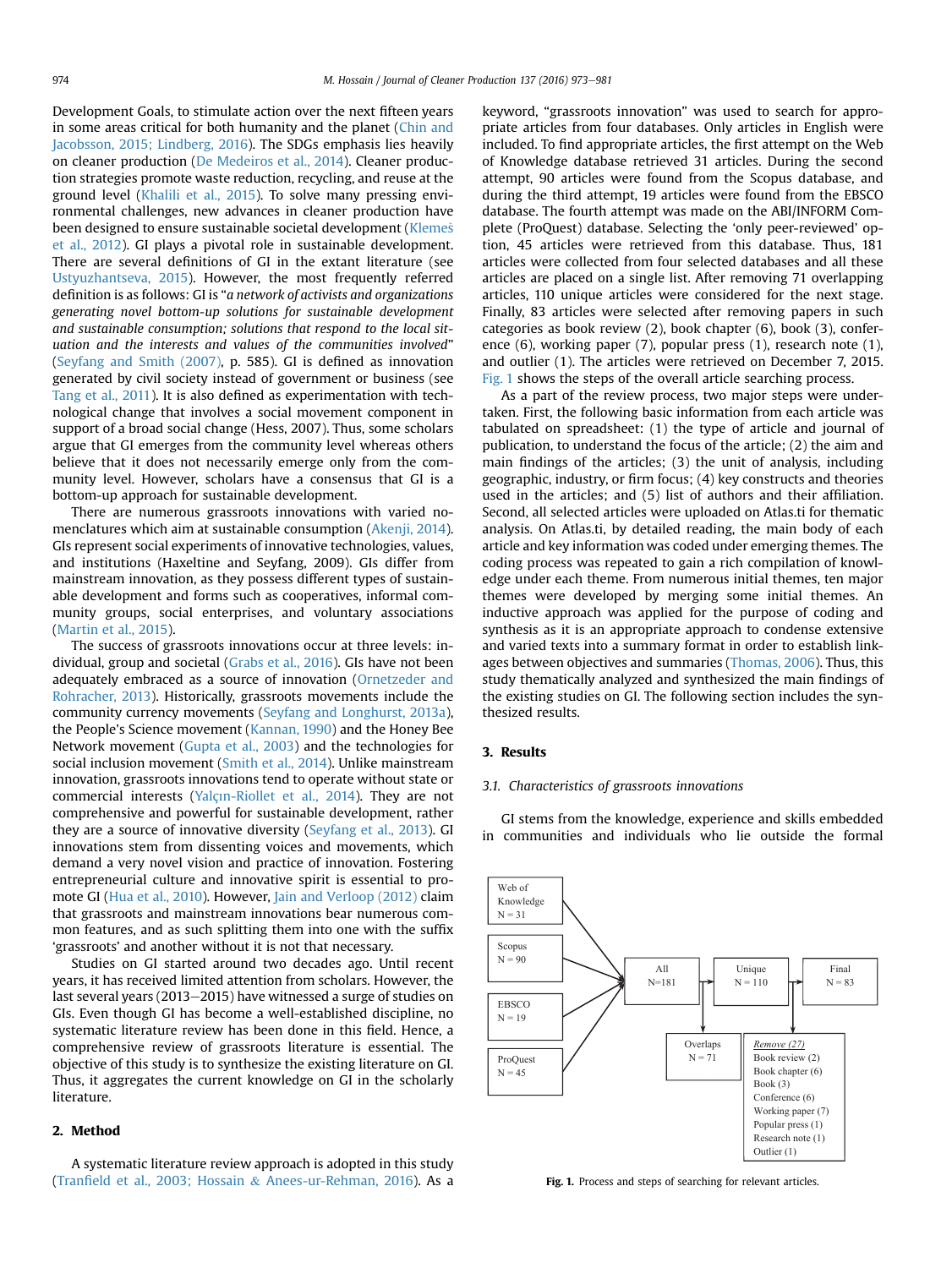Development Goals, to stimulate action over the next fifteen years in some areas critical for both humanity and the planet (Chin and Jacobsson, 2015; Lindberg, 2016). The SDGs emphasis lies heavily on cleaner production (De Medeiros et al., 2014). Cleaner production strategies promote waste reduction, recycling, and reuse at the ground level (Khalili et al., 2015). To solve many pressing environmental challenges, new advances in cleaner production have been designed to ensure sustainable societal development (Klemeš et al., 2012). GI plays a pivotal role in sustainable development. There are several definitions of GI in the extant literature (see Ustyuzhantseva, 2015). However, the most frequently referred definition is as follows: GI is "*a network of activists and organizations generating novel bottom-up solutions for sustainable development and sustainable consumption; solutions that respond to the local situation and the interests and values of the communities involved*" (Seyfang and Smith (2007), p. 585). GI is defined as innovation generated by civil society instead of government or business (see Tang et al., 2011). It is also defined as experimentation with technological change that involves a social movement component in support of a broad social change (Hess, 2007). Thus, some scholars argue that GI emerges from the community level whereas others believe that it does not necessarily emerge only from the community level. However, scholars have a consensus that GI is a bottom-up approach for sustainable development.

There are numerous grassroots innovations with varied nomenclatures which aim at sustainable consumption (Akenji, 2014). GIs represent social experiments of innovative technologies, values, and institutions (Haxeltine and Seyfang, 2009). GIs differ from mainstream innovation, as they possess different types of sustainable development and forms such as cooperatives, informal community groups, social enterprises, and voluntary associations (Martin et al., 2015).

The success of grassroots innovations occur at three levels: individual, group and societal (Grabs et al., 2016). GIs have not been adequately embraced as a source of innovation (Ornetzeder and Rohracher, 2013). Historically, grassroots movements include the community currency movements (Seyfang and Longhurst, 2013a), the People's Science movement (Kannan, 1990) and the Honey Bee Network movement (Gupta et al., 2003) and the technologies for social inclusion movement (Smith et al., 2014). Unlike mainstream innovation, grassroots innovations tend to operate without state or commercial interests (Yalçın-Riollet et al., 2014). They are not comprehensive and powerful for sustainable development, rather they are a source of innovative diversity (Seyfang et al., 2013). GI innovations stem from dissenting voices and movements, which demand a very novel vision and practice of innovation. Fostering entrepreneurial culture and innovative spirit is essential to promote GI (Hua et al., 2010). However, Jain and Verloop (2012) claim that grassroots and mainstream innovations bear numerous common features, and as such splitting them into one with the suffix 'grassroots' and another without it is not that necessary.

Studies on GI started around two decades ago. Until recent years, it has received limited attention from scholars. However, the last several years (2013–2015) have witnessed a surge of studies on GIs. Even though GI has become a well-established discipline, no systematic literature review has been done in this field. Hence, a comprehensive review of grassroots literature is essential. The objective of this study is to synthesize the existing literature on GI. Thus, it aggregates the current knowledge on GI in the scholarly literature.

## 2. Method

A systematic literature review approach is adopted in this study (Tranfield et al., 2003; Hossain & Anees-ur-Rehman, 2016). As a keyword, "grassroots innovation" was used to search for appropriate articles from four databases. Only articles in English were included. To find appropriate articles, the first attempt on the Web of Knowledge database retrieved 31 articles. During the second attempt, 90 articles were found from the Scopus database, and during the third attempt, 19 articles were found from the EBSCO database. The fourth attempt was made on the ABI/INFORM Complete (ProQuest) database. Selecting the 'only peer-reviewed' option, 45 articles were retrieved from this database. Thus, 181 articles were collected from four selected databases and all these articles are placed on a single list. After removing 71 overlapping articles, 110 unique articles were considered for the next stage. Finally, 83 articles were selected after removing papers in such categories as book review (2), book chapter (6), book (3), conference (6), working paper (7), popular press (1), research note (1), and outlier (1). The articles were retrieved on December 7, 2015. Fig. 1 shows the steps of the overall article searching process.

As a part of the review process, two major steps were undertaken. First, the following basic information from each article was tabulated on spreadsheet: (1) the type of article and journal of publication, to understand the focus of the article; (2) the aim and main findings of the articles; (3) the unit of analysis, including geographic, industry, or firm focus; (4) key constructs and theories used in the articles; and (5) list of authors and their affiliation. Second, all selected articles were uploaded on Atlas.ti for thematic analysis. On Atlas.ti, by detailed reading, the main body of each article and key information was coded under emerging themes. The coding process was repeated to gain a rich compilation of knowledge under each theme. From numerous initial themes, ten major themes were developed by merging some initial themes. An inductive approach was applied for the purpose of coding and synthesis as it is an appropriate approach to condense extensive and varied texts into a summary format in order to establish linkages between objectives and summaries (Thomas, 2006). Thus, this study thematically analyzed and synthesized the main findings of the existing studies on GI. The following section includes the synthesized results.

## 3. Results

### 3.1. Characteristics of grassroots innovations

GI stems from the knowledge, experience and skills embedded in communities and individuals who lie outside the formal

Web of Knowledge N = 31
Scopus N = 90
EBSCO N = 19
ProQuest N = 45
All N=181
Unique N = 110
Final N = 83
Overlaps N = 71
*Remove (27)*
Book review (2)
Book chapter (6)
Book (3)
Conference (6)
Working paper (7)
Popular press (1)
Research note (1)
Outlier (1)

**Fig. 1.** Process and steps of searching for relevant articles.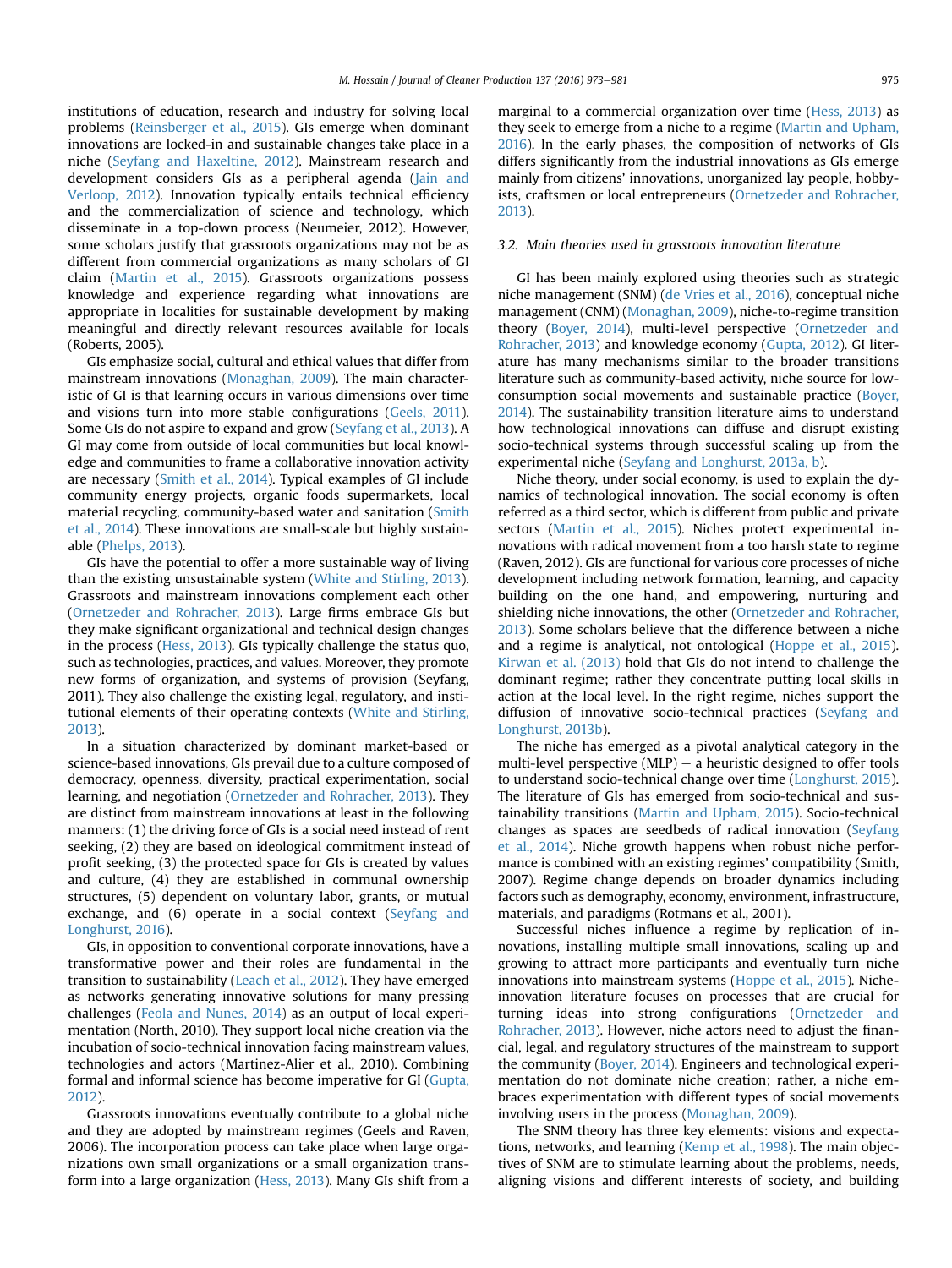institutions of education, research and industry for solving local problems (Reinsberger et al., 2015). GIs emerge when dominant innovations are locked-in and sustainable changes take place in a niche (Seyfang and Haxeltine, 2012). Mainstream research and development considers GIs as a peripheral agenda (Jain and Verloop, 2012). Innovation typically entails technical efficiency and the commercialization of science and technology, which disseminate in a top-down process (Neumeier, 2012). However, some scholars justify that grassroots organizations may not be as different from commercial organizations as many scholars of GI claim (Martin et al., 2015). Grassroots organizations possess knowledge and experience regarding what innovations are appropriate in localities for sustainable development by making meaningful and directly relevant resources available for locals (Roberts, 2005).

GIs emphasize social, cultural and ethical values that differ from mainstream innovations (Monaghan, 2009). The main characteristic of GI is that learning occurs in various dimensions over time and visions turn into more stable configurations (Geels, 2011). Some GIs do not aspire to expand and grow (Seyfang et al., 2013). A GI may come from outside of local communities but local knowledge and communities to frame a collaborative innovation activity are necessary (Smith et al., 2014). Typical examples of GI include community energy projects, organic foods supermarkets, local material recycling, community-based water and sanitation (Smith et al., 2014). These innovations are small-scale but highly sustainable (Phelps, 2013).

GIs have the potential to offer a more sustainable way of living than the existing unsustainable system (White and Stirling, 2013). Grassroots and mainstream innovations complement each other (Ornetzeder and Rohracher, 2013). Large firms embrace GIs but they make significant organizational and technical design changes in the process (Hess, 2013). GIs typically challenge the status quo, such as technologies, practices, and values. Moreover, they promote new forms of organization, and systems of provision (Seyfang, 2011). They also challenge the existing legal, regulatory, and institutional elements of their operating contexts (White and Stirling, 2013).

In a situation characterized by dominant market-based or science-based innovations, GIs prevail due to a culture composed of democracy, openness, diversity, practical experimentation, social learning, and negotiation (Ornetzeder and Rohracher, 2013). They are distinct from mainstream innovations at least in the following manners: (1) the driving force of GIs is a social need instead of rent seeking, (2) they are based on ideological commitment instead of profit seeking, (3) the protected space for GIs is created by values and culture, (4) they are established in communal ownership structures, (5) dependent on voluntary labor, grants, or mutual exchange, and (6) operate in a social context (Seyfang and Longhurst, 2016).

GIs, in opposition to conventional corporate innovations, have a transformative power and their roles are fundamental in the transition to sustainability (Leach et al., 2012). They have emerged as networks generating innovative solutions for many pressing challenges (Feola and Nunes, 2014) as an output of local experimentation (North, 2010). They support local niche creation via the incubation of socio-technical innovation facing mainstream values, technologies and actors (Martinez-Alier et al., 2010). Combining formal and informal science has become imperative for GI (Gupta, 2012).

Grassroots innovations eventually contribute to a global niche and they are adopted by mainstream regimes (Geels and Raven, 2006). The incorporation process can take place when large organizations own small organizations or a small organization transform into a large organization (Hess, 2013). Many GIs shift from a marginal to a commercial organization over time (Hess, 2013) as they seek to emerge from a niche to a regime (Martin and Upham, 2016). In the early phases, the composition of networks of GIs differs significantly from the industrial innovations as GIs emerge mainly from citizens' innovations, unorganized lay people, hobbyists, craftsmen or local entrepreneurs (Ornetzeder and Rohracher, 2013).

### 3.2. Main theories used in grassroots innovation literature

GI has been mainly explored using theories such as strategic niche management (SNM) (de Vries et al., 2016), conceptual niche management (CNM) (Monaghan, 2009), niche-to-regime transition theory (Boyer, 2014), multi-level perspective (Ornetzeder and Rohracher, 2013) and knowledge economy (Gupta, 2012). GI literature has many mechanisms similar to the broader transitions literature such as community-based activity, niche source for low-consumption social movements and sustainable practice (Boyer, 2014). The sustainability transition literature aims to understand how technological innovations can diffuse and disrupt existing socio-technical systems through successful scaling up from the experimental niche (Seyfang and Longhurst, 2013a, b).

Niche theory, under social economy, is used to explain the dynamics of technological innovation. The social economy is often referred as a third sector, which is different from public and private sectors (Martin et al., 2015). Niches protect experimental innovations with radical movement from a too harsh state to regime (Raven, 2012). GIs are functional for various core processes of niche development including network formation, learning, and capacity building on the one hand, and empowering, nurturing and shielding niche innovations, the other (Ornetzeder and Rohracher, 2013). Some scholars believe that the difference between a niche and a regime is analytical, not ontological (Hoppe et al., 2015). Kirwan et al. (2013) hold that GIs do not intend to challenge the dominant regime; rather they concentrate putting local skills in action at the local level. In the right regime, niches support the diffusion of innovative socio-technical practices (Seyfang and Longhurst, 2013b).

The niche has emerged as a pivotal analytical category in the multi-level perspective (MLP) – a heuristic designed to offer tools to understand socio-technical change over time (Longhurst, 2015). The literature of GIs has emerged from socio-technical and sustainability transitions (Martin and Upham, 2015). Socio-technical changes as spaces are seedbeds of radical innovation (Seyfang et al., 2014). Niche growth happens when robust niche performance is combined with an existing regimes' compatibility (Smith, 2007). Regime change depends on broader dynamics including factors such as demography, economy, environment, infrastructure, materials, and paradigms (Rotmans et al., 2001).

Successful niches influence a regime by replication of innovations, installing multiple small innovations, scaling up and growing to attract more participants and eventually turn niche innovations into mainstream systems (Hoppe et al., 2015). Niche-innovation literature focuses on processes that are crucial for turning ideas into strong configurations (Ornetzeder and Rohracher, 2013). However, niche actors need to adjust the financial, legal, and regulatory structures of the mainstream to support the community (Boyer, 2014). Engineers and technological experimentation do not dominate niche creation; rather, a niche embraces experimentation with different types of social movements involving users in the process (Monaghan, 2009).

The SNM theory has three key elements: visions and expectations, networks, and learning (Kemp et al., 1998). The main objectives of SNM are to stimulate learning about the problems, needs, aligning visions and different interests of society, and building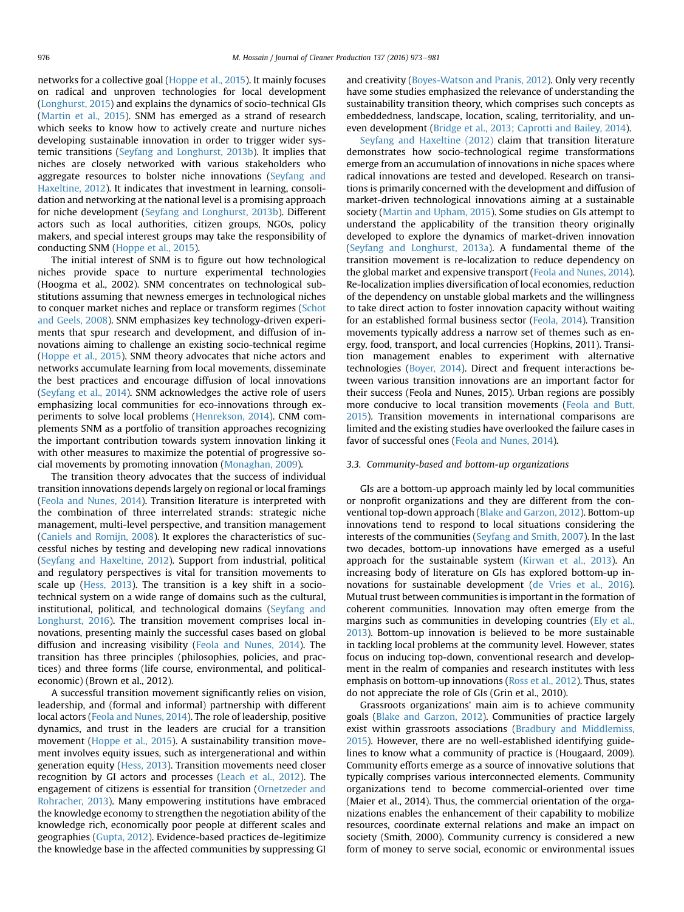networks for a collective goal (Hoppe et al., 2015). It mainly focuses on radical and unproven technologies for local development (Longhurst, 2015) and explains the dynamics of socio-technical GIs (Martin et al., 2015). SNM has emerged as a strand of research which seeks to know how to actively create and nurture niches developing sustainable innovation in order to trigger wider systemic transitions (Seyfang and Longhurst, 2013b). It implies that niches are closely networked with various stakeholders who aggregate resources to bolster niche innovations (Seyfang and Haxeltine, 2012). It indicates that investment in learning, consolidation and networking at the national level is a promising approach for niche development (Seyfang and Longhurst, 2013b). Different actors such as local authorities, citizen groups, NGOs, policy makers, and special interest groups may take the responsibility of conducting SNM (Hoppe et al., 2015).

The initial interest of SNM is to figure out how technological niches provide space to nurture experimental technologies (Hoogma et al., 2002). SNM concentrates on technological substitutions assuming that newness emerges in technological niches to conquer market niches and replace or transform regimes (Schot and Geels, 2008). SNM emphasizes key technology-driven experiments that spur research and development, and diffusion of innovations aiming to challenge an existing socio-technical regime (Hoppe et al., 2015). SNM theory advocates that niche actors and networks accumulate learning from local movements, disseminate the best practices and encourage diffusion of local innovations (Seyfang et al., 2014). SNM acknowledges the active role of users emphasizing local communities for eco-innovations through experiments to solve local problems (Henrekson, 2014). CNM complements SNM as a portfolio of transition approaches recognizing the important contribution towards system innovation linking it with other measures to maximize the potential of progressive social movements by promoting innovation (Monaghan, 2009).

The transition theory advocates that the success of individual transition innovations depends largely on regional or local framings (Feola and Nunes, 2014). Transition literature is interpreted with the combination of three interrelated strands: strategic niche management, multi-level perspective, and transition management (Caniels and Romijn, 2008). It explores the characteristics of successful niches by testing and developing new radical innovations (Seyfang and Haxeltine, 2012). Support from industrial, political and regulatory perspectives is vital for transition movements to scale up (Hess, 2013). The transition is a key shift in a socio-technical system on a wide range of domains such as the cultural, institutional, political, and technological domains (Seyfang and Longhurst, 2016). The transition movement comprises local innovations, presenting mainly the successful cases based on global diffusion and increasing visibility (Feola and Nunes, 2014). The transition has three principles (philosophies, policies, and practices) and three forms (life course, environmental, and political-economic) (Brown et al., 2012).

A successful transition movement significantly relies on vision, leadership, and (formal and informal) partnership with different local actors (Feola and Nunes, 2014). The role of leadership, positive dynamics, and trust in the leaders are crucial for a transition movement (Hoppe et al., 2015). A sustainability transition movement involves equity issues, such as intergenerational and within generation equity (Hess, 2013). Transition movements need closer recognition by GI actors and processes (Leach et al., 2012). The engagement of citizens is essential for transition (Ornetzeder and Rohracher, 2013). Many empowering institutions have embraced the knowledge economy to strengthen the negotiation ability of the knowledge rich, economically poor people at different scales and geographies (Gupta, 2012). Evidence-based practices de-legitimize the knowledge base in the affected communities by suppressing GI and creativity (Boyes-Watson and Pranis, 2012). Only very recently have some studies emphasized the relevance of understanding the sustainability transition theory, which comprises such concepts as embeddedness, landscape, location, scaling, territoriality, and uneven development (Bridge et al., 2013; Caprotti and Bailey, 2014).

Seyfang and Haxeltine (2012) claim that transition literature demonstrates how socio-technological regime transformations emerge from an accumulation of innovations in niche spaces where radical innovations are tested and developed. Research on transitions is primarily concerned with the development and diffusion of market-driven technological innovations aiming at a sustainable society (Martin and Upham, 2015). Some studies on GIs attempt to understand the applicability of the transition theory originally developed to explore the dynamics of market-driven innovation (Seyfang and Longhurst, 2013a). A fundamental theme of the transition movement is re-localization to reduce dependency on the global market and expensive transport (Feola and Nunes, 2014). Re-localization implies diversification of local economies, reduction of the dependency on unstable global markets and the willingness to take direct action to foster innovation capacity without waiting for an established formal business sector (Feola, 2014). Transition movements typically address a narrow set of themes such as energy, food, transport, and local currencies (Hopkins, 2011). Transition management enables to experiment with alternative technologies (Boyer, 2014). Direct and frequent interactions between various transition innovations are an important factor for their success (Feola and Nunes, 2015). Urban regions are possibly more conducive to local transition movements (Feola and Butt, 2015). Transition movements in international comparisons are limited and the existing studies have overlooked the failure cases in favor of successful ones (Feola and Nunes, 2014).

### 3.3. Community-based and bottom-up organizations

GIs are a bottom-up approach mainly led by local communities or nonprofit organizations and they are different from the conventional top-down approach (Blake and Garzon, 2012). Bottom-up innovations tend to respond to local situations considering the interests of the communities (Seyfang and Smith, 2007). In the last two decades, bottom-up innovations have emerged as a useful approach for the sustainable system (Kirwan et al., 2013). An increasing body of literature on GIs has explored bottom-up innovations for sustainable development (de Vries et al., 2016). Mutual trust between communities is important in the formation of coherent communities. Innovation may often emerge from the margins such as communities in developing countries (Ely et al., 2013). Bottom-up innovation is believed to be more sustainable in tackling local problems at the community level. However, states focus on inducing top-down, conventional research and development in the realm of companies and research institutes with less emphasis on bottom-up innovations (Ross et al., 2012). Thus, states do not appreciate the role of GIs (Grin et al., 2010).

Grassroots organizations' main aim is to achieve community goals (Blake and Garzon, 2012). Communities of practice largely exist within grassroots associations (Bradbury and Middlemiss, 2015). However, there are no well-established identifying guidelines to know what a community of practice is (Hougaard, 2009). Community efforts emerge as a source of innovative solutions that typically comprises various interconnected elements. Community organizations tend to become commercial-oriented over time (Maier et al., 2014). Thus, the commercial orientation of the organizations enables the enhancement of their capability to mobilize resources, coordinate external relations and make an impact on society (Smith, 2000). Community currency is considered a new form of money to serve social, economic or environmental issues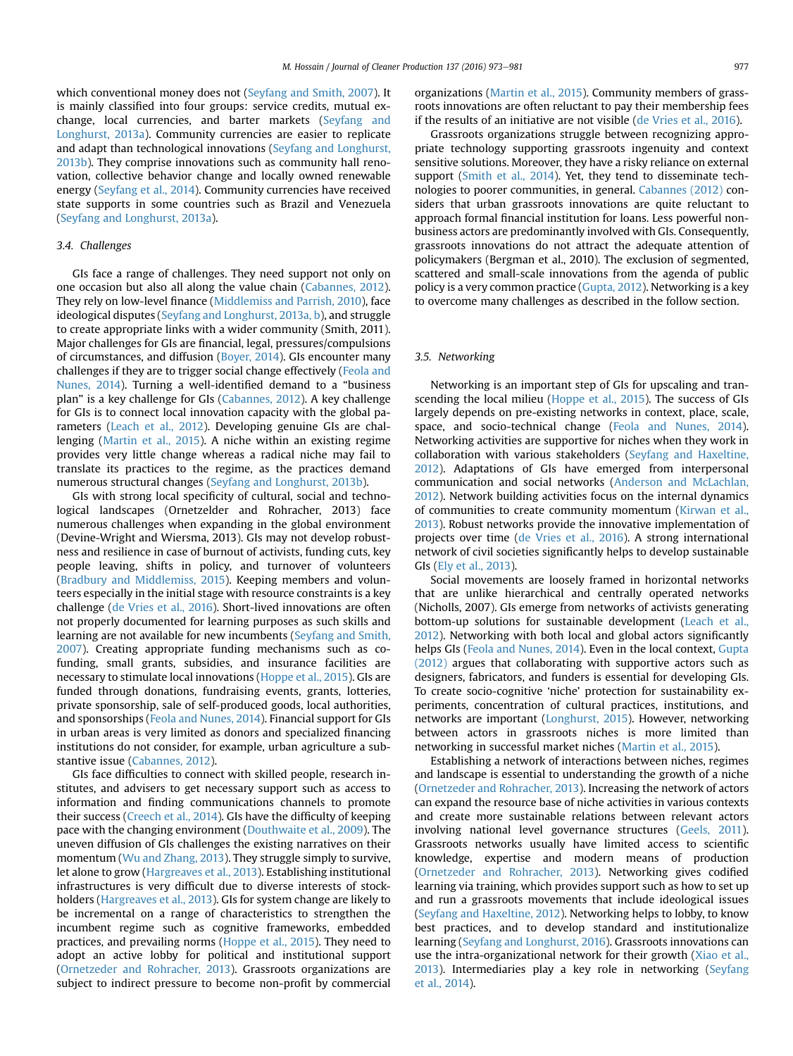which conventional money does not (Seyfang and Smith, 2007). It is mainly classified into four groups: service credits, mutual exchange, local currencies, and barter markets (Seyfang and Longhurst, 2013a). Community currencies are easier to replicate and adapt than technological innovations (Seyfang and Longhurst, 2013b). They comprise innovations such as community hall renovation, collective behavior change and locally owned renewable energy (Seyfang et al., 2014). Community currencies have received state supports in some countries such as Brazil and Venezuela (Seyfang and Longhurst, 2013a).

### 3.4. Challenges

GIs face a range of challenges. They need support not only on one occasion but also all along the value chain (Cabannes, 2012). They rely on low-level finance (Middlemiss and Parrish, 2010), face ideological disputes (Seyfang and Longhurst, 2013a, b), and struggle to create appropriate links with a wider community (Smith, 2011). Major challenges for GIs are financial, legal, pressures/compulsions of circumstances, and diffusion (Boyer, 2014). GIs encounter many challenges if they are to trigger social change effectively (Feola and Nunes, 2014). Turning a well-identified demand to a "business plan" is a key challenge for GIs (Cabannes, 2012). A key challenge for GIs is to connect local innovation capacity with the global parameters (Leach et al., 2012). Developing genuine GIs are challenging (Martin et al., 2015). A niche within an existing regime provides very little change whereas a radical niche may fail to translate its practices to the regime, as the practices demand numerous structural changes (Seyfang and Longhurst, 2013b).

GIs with strong local specificity of cultural, social and technological landscapes (Ornetzelder and Rohracher, 2013) face numerous challenges when expanding in the global environment (Devine-Wright and Wiersma, 2013). GIs may not develop robustness and resilience in case of burnout of activists, funding cuts, key people leaving, shifts in policy, and turnover of volunteers (Bradbury and Middlemiss, 2015). Keeping members and volunteers especially in the initial stage with resource constraints is a key challenge (de Vries et al., 2016). Short-lived innovations are often not properly documented for learning purposes as such skills and learning are not available for new incumbents (Seyfang and Smith, 2007). Creating appropriate funding mechanisms such as co-funding, small grants, subsidies, and insurance facilities are necessary to stimulate local innovations (Hoppe et al., 2015). GIs are funded through donations, fundraising events, grants, lotteries, private sponsorship, sale of self-produced goods, local authorities, and sponsorships (Feola and Nunes, 2014). Financial support for GIs in urban areas is very limited as donors and specialized financing institutions do not consider, for example, urban agriculture a substantive issue (Cabannes, 2012).

GIs face difficulties to connect with skilled people, research institutes, and advisers to get necessary support such as access to information and finding communications channels to promote their success (Creech et al., 2014). GIs have the difficulty of keeping pace with the changing environment (Douthwaite et al., 2009). The uneven diffusion of GIs challenges the existing narratives on their momentum (Wu and Zhang, 2013). They struggle simply to survive, let alone to grow (Hargreaves et al., 2013). Establishing institutional infrastructures is very difficult due to diverse interests of stockholders (Hargreaves et al., 2013). GIs for system change are likely to be incremental on a range of characteristics to strengthen the incumbent regime such as cognitive frameworks, embedded practices, and prevailing norms (Hoppe et al., 2015). They need to adopt an active lobby for political and institutional support (Ornetzeder and Rohracher, 2013). Grassroots organizations are subject to indirect pressure to become non-profit by commercial organizations (Martin et al., 2015). Community members of grassroots innovations are often reluctant to pay their membership fees if the results of an initiative are not visible (de Vries et al., 2016).

Grassroots organizations struggle between recognizing appropriate technology supporting grassroots ingenuity and context sensitive solutions. Moreover, they have a risky reliance on external support (Smith et al., 2014). Yet, they tend to disseminate technologies to poorer communities, in general. Cabannes (2012) considers that urban grassroots innovations are quite reluctant to approach formal financial institution for loans. Less powerful non-business actors are predominantly involved with GIs. Consequently, grassroots innovations do not attract the adequate attention of policymakers (Bergman et al., 2010). The exclusion of segmented, scattered and small-scale innovations from the agenda of public policy is a very common practice (Gupta, 2012). Networking is a key to overcome many challenges as described in the follow section.

### 3.5. Networking

Networking is an important step of GIs for upscaling and transcending the local milieu (Hoppe et al., 2015). The success of GIs largely depends on pre-existing networks in context, place, scale, space, and socio-technical change (Feola and Nunes, 2014). Networking activities are supportive for niches when they work in collaboration with various stakeholders (Seyfang and Haxeltine, 2012). Adaptations of GIs have emerged from interpersonal communication and social networks (Anderson and McLachlan, 2012). Network building activities focus on the internal dynamics of communities to create community momentum (Kirwan et al., 2013). Robust networks provide the innovative implementation of projects over time (de Vries et al., 2016). A strong international network of civil societies significantly helps to develop sustainable GIs (Ely et al., 2013).

Social movements are loosely framed in horizontal networks that are unlike hierarchical and centrally operated networks (Nicholls, 2007). GIs emerge from networks of activists generating bottom-up solutions for sustainable development (Leach et al., 2012). Networking with both local and global actors significantly helps GIs (Feola and Nunes, 2014). Even in the local context, Gupta (2012) argues that collaborating with supportive actors such as designers, fabricators, and funders is essential for developing GIs. To create socio-cognitive 'niche' protection for sustainability experiments, concentration of cultural practices, institutions, and networks are important (Longhurst, 2015). However, networking between actors in grassroots niches is more limited than networking in successful market niches (Martin et al., 2015).

Establishing a network of interactions between niches, regimes and landscape is essential to understanding the growth of a niche (Ornetzeder and Rohracher, 2013). Increasing the network of actors can expand the resource base of niche activities in various contexts and create more sustainable relations between relevant actors involving national level governance structures (Geels, 2011). Grassroots networks usually have limited access to scientific knowledge, expertise and modern means of production (Ornetzeder and Rohracher, 2013). Networking gives codified learning via training, which provides support such as how to set up and run a grassroots movements that include ideological issues (Seyfang and Haxeltine, 2012). Networking helps to lobby, to know best practices, and to develop standard and institutionalize learning (Seyfang and Longhurst, 2016). Grassroots innovations can use the intra-organizational network for their growth (Xiao et al., 2013). Intermediaries play a key role in networking (Seyfang et al., 2014).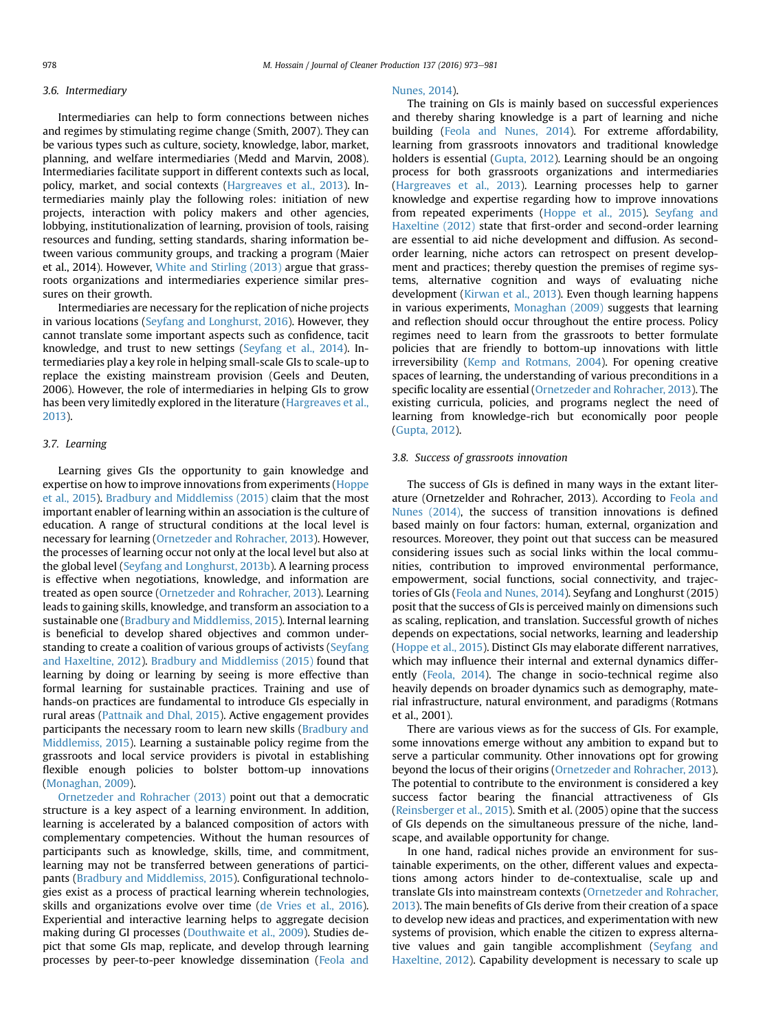### 3.6. Intermediary

Intermediaries can help to form connections between niches and regimes by stimulating regime change (Smith, 2007). They can be various types such as culture, society, knowledge, labor, market, planning, and welfare intermediaries (Medd and Marvin, 2008). Intermediaries facilitate support in different contexts such as local, policy, market, and social contexts (Hargreaves et al., 2013). Intermediaries mainly play the following roles: initiation of new projects, interaction with policy makers and other agencies, lobbying, institutionalization of learning, provision of tools, raising resources and funding, setting standards, sharing information between various community groups, and tracking a program (Maier et al., 2014). However, White and Stirling (2013) argue that grassroots organizations and intermediaries experience similar pressures on their growth.

Intermediaries are necessary for the replication of niche projects in various locations (Seyfang and Longhurst, 2016). However, they cannot translate some important aspects such as confidence, tacit knowledge, and trust to new settings (Seyfang et al., 2014). Intermediaries play a key role in helping small-scale GIs to scale-up to replace the existing mainstream provision (Geels and Deuten, 2006). However, the role of intermediaries in helping GIs to grow has been very limitedly explored in the literature (Hargreaves et al., 2013).

### 3.7. Learning

Learning gives GIs the opportunity to gain knowledge and expertise on how to improve innovations from experiments (Hoppe et al., 2015). Bradbury and Middlemiss (2015) claim that the most important enabler of learning within an association is the culture of education. A range of structural conditions at the local level is necessary for learning (Ornetzeder and Rohracher, 2013). However, the processes of learning occur not only at the local level but also at the global level (Seyfang and Longhurst, 2013b). A learning process is effective when negotiations, knowledge, and information are treated as open source (Ornetzeder and Rohracher, 2013). Learning leads to gaining skills, knowledge, and transform an association to a sustainable one (Bradbury and Middlemiss, 2015). Internal learning is beneficial to develop shared objectives and common understanding to create a coalition of various groups of activists (Seyfang and Haxeltine, 2012). Bradbury and Middlemiss (2015) found that learning by doing or learning by seeing is more effective than formal learning for sustainable practices. Training and use of hands-on practices are fundamental to introduce GIs especially in rural areas (Pattnaik and Dhal, 2015). Active engagement provides participants the necessary room to learn new skills (Bradbury and Middlemiss, 2015). Learning a sustainable policy regime from the grassroots and local service providers is pivotal in establishing flexible enough policies to bolster bottom-up innovations (Monaghan, 2009).

Ornetzeder and Rohracher (2013) point out that a democratic structure is a key aspect of a learning environment. In addition, learning is accelerated by a balanced composition of actors with complementary competencies. Without the human resources of participants such as knowledge, skills, time, and commitment, learning may not be transferred between generations of participants (Bradbury and Middlemiss, 2015). Configurational technologies exist as a process of practical learning wherein technologies, skills and organizations evolve over time (de Vries et al., 2016). Experiential and interactive learning helps to aggregate decision making during GI processes (Douthwaite et al., 2009). Studies depict that some GIs map, replicate, and develop through learning processes by peer-to-peer knowledge dissemination (Feola and Nunes, 2014).

The training on GIs is mainly based on successful experiences and thereby sharing knowledge is a part of learning and niche building (Feola and Nunes, 2014). For extreme affordability, learning from grassroots innovators and traditional knowledge holders is essential (Gupta, 2012). Learning should be an ongoing process for both grassroots organizations and intermediaries (Hargreaves et al., 2013). Learning processes help to garner knowledge and expertise regarding how to improve innovations from repeated experiments (Hoppe et al., 2015). Seyfang and Haxeltine (2012) state that first-order and second-order learning are essential to aid niche development and diffusion. As second-order learning, niche actors can retrospect on present development and practices; thereby question the premises of regime systems, alternative cognition and ways of evaluating niche development (Kirwan et al., 2013). Even though learning happens in various experiments, Monaghan (2009) suggests that learning and reflection should occur throughout the entire process. Policy regimes need to learn from the grassroots to better formulate policies that are friendly to bottom-up innovations with little irreversibility (Kemp and Rotmans, 2004). For opening creative spaces of learning, the understanding of various preconditions in a specific locality are essential (Ornetzeder and Rohracher, 2013). The existing curricula, policies, and programs neglect the need of learning from knowledge-rich but economically poor people (Gupta, 2012).

### 3.8. Success of grassroots innovation

The success of GIs is defined in many ways in the extant literature (Ornetzelder and Rohracher, 2013). According to Feola and Nunes (2014), the success of transition innovations is defined based mainly on four factors: human, external, organization and resources. Moreover, they point out that success can be measured considering issues such as social links within the local communities, contribution to improved environmental performance, empowerment, social functions, social connectivity, and trajectories of GIs (Feola and Nunes, 2014). Seyfang and Longhurst (2015) posit that the success of GIs is perceived mainly on dimensions such as scaling, replication, and translation. Successful growth of niches depends on expectations, social networks, learning and leadership (Hoppe et al., 2015). Distinct GIs may elaborate different narratives, which may influence their internal and external dynamics differently (Feola, 2014). The change in socio-technical regime also heavily depends on broader dynamics such as demography, material infrastructure, natural environment, and paradigms (Rotmans et al., 2001).

There are various views as for the success of GIs. For example, some innovations emerge without any ambition to expand but to serve a particular community. Other innovations opt for growing beyond the locus of their origins (Ornetzeder and Rohracher, 2013). The potential to contribute to the environment is considered a key success factor bearing the financial attractiveness of GIs (Reinsberger et al., 2015). Smith et al. (2005) opine that the success of GIs depends on the simultaneous pressure of the niche, landscape, and available opportunity for change.

In one hand, radical niches provide an environment for sustainable experiments, on the other, different values and expectations among actors hinder to de-contextualise, scale up and translate GIs into mainstream contexts (Ornetzeder and Rohracher, 2013). The main benefits of GIs derive from their creation of a space to develop new ideas and practices, and experimentation with new systems of provision, which enable the citizen to express alternative values and gain tangible accomplishment (Seyfang and Haxeltine, 2012). Capability development is necessary to scale up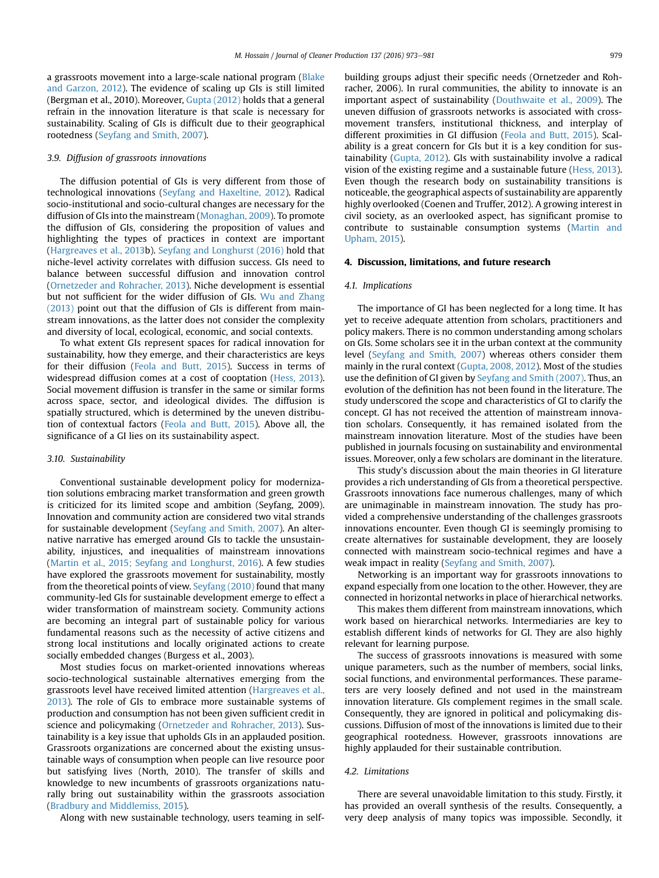a grassroots movement into a large-scale national program (Blake and Garzon, 2012). The evidence of scaling up GIs is still limited (Bergman et al., 2010). Moreover, Gupta (2012) holds that a general refrain in the innovation literature is that scale is necessary for sustainability. Scaling of GIs is difficult due to their geographical rootedness (Seyfang and Smith, 2007).

### 3.9. Diffusion of grassroots innovations

The diffusion potential of GIs is very different from those of technological innovations (Seyfang and Haxeltine, 2012). Radical socio-institutional and socio-cultural changes are necessary for the diffusion of GIs into the mainstream (Monaghan, 2009). To promote the diffusion of GIs, considering the proposition of values and highlighting the types of practices in context are important (Hargreaves et al., 2013b). Seyfang and Longhurst (2016) hold that niche-level activity correlates with diffusion success. GIs need to balance between successful diffusion and innovation control (Ornetzeder and Rohracher, 2013). Niche development is essential but not sufficient for the wider diffusion of GIs. Wu and Zhang (2013) point out that the diffusion of GIs is different from mainstream innovations, as the latter does not consider the complexity and diversity of local, ecological, economic, and social contexts.

To what extent GIs represent spaces for radical innovation for sustainability, how they emerge, and their characteristics are keys for their diffusion (Feola and Butt, 2015). Success in terms of widespread diffusion comes at a cost of cooptation (Hess, 2013). Social movement diffusion is transfer in the same or similar forms across space, sector, and ideological divides. The diffusion is spatially structured, which is determined by the uneven distribution of contextual factors (Feola and Butt, 2015). Above all, the significance of a GI lies on its sustainability aspect.

### 3.10. Sustainability

Conventional sustainable development policy for modernization solutions embracing market transformation and green growth is criticized for its limited scope and ambition (Seyfang, 2009). Innovation and community action are considered two vital strands for sustainable development (Seyfang and Smith, 2007). An alternative narrative has emerged around GIs to tackle the unsustainability, injustices, and inequalities of mainstream innovations (Martin et al., 2015; Seyfang and Longhurst, 2016). A few studies have explored the grassroots movement for sustainability, mostly from the theoretical points of view. Seyfang (2010) found that many community-led GIs for sustainable development emerge to effect a wider transformation of mainstream society. Community actions are becoming an integral part of sustainable policy for various fundamental reasons such as the necessity of active citizens and strong local institutions and locally originated actions to create socially embedded changes (Burgess et al., 2003).

Most studies focus on market-oriented innovations whereas socio-technological sustainable alternatives emerging from the grassroots level have received limited attention (Hargreaves et al., 2013). The role of GIs to embrace more sustainable systems of production and consumption has not been given sufficient credit in science and policymaking (Ornetzeder and Rohracher, 2013). Sustainability is a key issue that upholds GIs in an applauded position. Grassroots organizations are concerned about the existing unsustainable ways of consumption when people can live resource poor but satisfying lives (North, 2010). The transfer of skills and knowledge to new incumbents of grassroots organizations naturally bring out sustainability within the grassroots association (Bradbury and Middlemiss, 2015).

Along with new sustainable technology, users teaming in self-building groups adjust their specific needs (Ornetzeder and Rohracher, 2006). In rural communities, the ability to innovate is an important aspect of sustainability (Douthwaite et al., 2009). The uneven diffusion of grassroots networks is associated with cross-movement transfers, institutional thickness, and interplay of different proximities in GI diffusion (Feola and Butt, 2015). Scalability is a great concern for GIs but it is a key condition for sustainability (Gupta, 2012). GIs with sustainability involve a radical vision of the existing regime and a sustainable future (Hess, 2013). Even though the research body on sustainability transitions is noticeable, the geographical aspects of sustainability are apparently highly overlooked (Coenen and Truffer, 2012). A growing interest in civil society, as an overlooked aspect, has significant promise to contribute to sustainable consumption systems (Martin and Upham, 2015).

## 4. Discussion, limitations, and future research

### 4.1. Implications

The importance of GI has been neglected for a long time. It has yet to receive adequate attention from scholars, practitioners and policy makers. There is no common understanding among scholars on GIs. Some scholars see it in the urban context at the community level (Seyfang and Smith, 2007) whereas others consider them mainly in the rural context (Gupta, 2008, 2012). Most of the studies use the definition of GI given by Seyfang and Smith (2007). Thus, an evolution of the definition has not been found in the literature. The study underscored the scope and characteristics of GI to clarify the concept. GI has not received the attention of mainstream innovation scholars. Consequently, it has remained isolated from the mainstream innovation literature. Most of the studies have been published in journals focusing on sustainability and environmental issues. Moreover, only a few scholars are dominant in the literature.

This study's discussion about the main theories in GI literature provides a rich understanding of GIs from a theoretical perspective. Grassroots innovations face numerous challenges, many of which are unimaginable in mainstream innovation. The study has provided a comprehensive understanding of the challenges grassroots innovations encounter. Even though GI is seemingly promising to create alternatives for sustainable development, they are loosely connected with mainstream socio-technical regimes and have a weak impact in reality (Seyfang and Smith, 2007).

Networking is an important way for grassroots innovations to expand especially from one location to the other. However, they are connected in horizontal networks in place of hierarchical networks. This makes them different from mainstream innovations, which work based on hierarchical networks. Intermediaries are key to establish different kinds of networks for GI. They are also highly relevant for learning purpose.

The success of grassroots innovations is measured with some unique parameters, such as the number of members, social links, social functions, and environmental performances. These parameters are very loosely defined and not used in the mainstream innovation literature. GIs complement regimes in the small scale. Consequently, they are ignored in political and policymaking discussions. Diffusion of most of the innovations is limited due to their geographical rootedness. However, grassroots innovations are highly applauded for their sustainable contribution.

### 4.2. Limitations

There are several unavoidable limitation to this study. Firstly, it has provided an overall synthesis of the results. Consequently, a very deep analysis of many topics was impossible. Secondly, it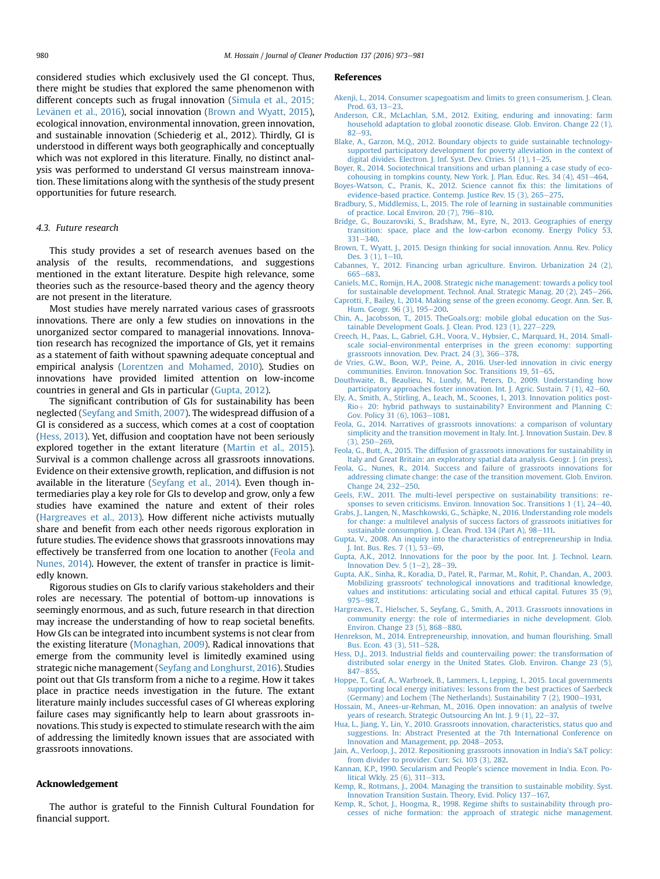considered studies which exclusively used the GI concept. Thus, there might be studies that explored the same phenomenon with different concepts such as frugal innovation (Simula et al., 2015; Levänen et al., 2016), social innovation (Brown and Wyatt, 2015), ecological innovation, environmental innovation, green innovation, and sustainable innovation (Schiederig et al., 2012). Thirdly, GI is understood in different ways both geographically and conceptually which was not explored in this literature. Finally, no distinct analysis was performed to understand GI versus mainstream innovation. These limitations along with the synthesis of the study present opportunities for future research.

### 4.3. Future research

This study provides a set of research avenues based on the analysis of the results, recommendations, and suggestions mentioned in the extant literature. Despite high relevance, some theories such as the resource-based theory and the agency theory are not present in the literature.

Most studies have merely narrated various cases of grassroots innovations. There are only a few studies on innovations in the unorganized sector compared to managerial innovations. Innovation research has recognized the importance of GIs, yet it remains as a statement of faith without spawning adequate conceptual and empirical analysis (Lorentzen and Mohamed, 2010). Studies on innovations have provided limited attention on low-income countries in general and GIs in particular (Gupta, 2012).

The significant contribution of GIs for sustainability has been neglected (Seyfang and Smith, 2007). The widespread diffusion of a GI is considered as a success, which comes at a cost of cooptation (Hess, 2013). Yet, diffusion and cooptation have not been seriously explored together in the extant literature (Martin et al., 2015). Survival is a common challenge across all grassroots innovations. Evidence on their extensive growth, replication, and diffusion is not available in the literature (Seyfang et al., 2014). Even though intermediaries play a key role for GIs to develop and grow, only a few studies have examined the nature and extent of their roles (Hargreaves et al., 2013). How different niche activists mutually share and benefit from each other needs rigorous exploration in future studies. The evidence shows that grassroots innovations may effectively be transferred from one location to another (Feola and Nunes, 2014). However, the extent of transfer in practice is limitedly known.

Rigorous studies on GIs to clarify various stakeholders and their roles are necessary. The potential of bottom-up innovations is seemingly enormous, and as such, future research in that direction may increase the understanding of how to reap societal benefits. How GIs can be integrated into incumbent systems is not clear from the existing literature (Monaghan, 2009). Radical innovations that emerge from the community level is limitedly examined using strategic niche management (Seyfang and Longhurst, 2016). Studies point out that GIs transform from a niche to a regime. How it takes place in practice needs investigation in the future. The extant literature mainly includes successful cases of GI whereas exploring failure cases may significantly help to learn about grassroots innovations. This study is expected to stimulate research with the aim of addressing the limitedly known issues that are associated with grassroots innovations.

## Acknowledgement

The author is grateful to the Finnish Cultural Foundation for financial support.

## References

Akenji, L., 2014. Consumer scapegoatism and limits to green consumerism. J. Clean. Prod. 63, 13–23.

Anderson, C.R., McLachlan, S.M., 2012. Exiting, enduring and innovating: farm household adaptation to global zoonotic disease. Glob. Environ. Change 22 (1), 82–93.

Blake, A., Garzon, M.Q., 2012. Boundary objects to guide sustainable technology-supported participatory development for poverty alleviation in the context of digital divides. Electron. J. Inf. Syst. Dev. Ctries. 51 (1), 1–25.

Boyer, R., 2014. Sociotechnical transitions and urban planning a case study of eco-cohousing in tompkins county, New York. J. Plan. Educ. Res. 34 (4), 451–464.

Boyes-Watson, C., Pranis, K., 2012. Science cannot fix this: the limitations of evidence-based practice. Contemp. Justice Rev. 15 (3), 265–275.

Bradbury, S., Middlemiss, L., 2015. The role of learning in sustainable communities of practice. Local Environ. 20 (7), 796–810.

Bridge, G., Bouzarovski, S., Bradshaw, M., Eyre, N., 2013. Geographies of energy transition: space, place and the low-carbon economy. Energy Policy 53, 331–340.

Brown, T., Wyatt, J., 2015. Design thinking for social innovation. Annu. Rev. Policy Des. 3 (1), 1–10.

Cabannes, Y., 2012. Financing urban agriculture. Environ. Urbanization 24 (2), 665–683.

Caniels, M.C., Romijn, H.A., 2008. Strategic niche management: towards a policy tool for sustainable development. Technol. Anal. Strategic Manag. 20 (2), 245–266.

Caprotti, F., Bailey, I., 2014. Making sense of the green economy. Geogr. Ann. Ser. B, Hum. Geogr. 96 (3), 195–200.

Chin, A., Jacobsson, T., 2015. TheGoals.org: mobile global education on the Sustainable Development Goals. J. Clean. Prod. 123 (1), 227–229.

Creech, H., Paas, L., Gabriel, G.H., Voora, V., Hybsier, C., Marquard, H., 2014. Small-scale social-environmental enterprises in the green economy: supporting grassroots innovation. Dev. Pract. 24 (3), 366–378.

de Vries, G.W., Boon, W.P., Peine, A., 2016. User-led innovation in civic energy communities. Environ. Innovation Soc. Transitions 19, 51–65.

Douthwaite, B., Beaulieu, N., Lundy, M., Peters, D., 2009. Understanding how participatory approaches foster innovation. Int. J. Agric. Sustain. 7 (1), 42–60.

Ely, A., Smith, A., Stirling, A., Leach, M., Scoones, I., 2013. Innovation politics post-Rio+ 20: hybrid pathways to sustainability? Environment and Planning C: Gov. Policy 31 (6), 1063–1081.

Feola, G., 2014. Narratives of grassroots innovations: a comparison of voluntary simplicity and the transition movement in Italy. Int. J. Innovation Sustain. Dev. 8 (3), 250–269.

Feola, G., Butt, A., 2015. The diffusion of grassroots innovations for sustainability in Italy and Great Britain: an exploratory spatial data analysis. Geogr. J. (in press).

Feola, G., Nunes, R., 2014. Success and failure of grassroots innovations for addressing climate change: the case of the transition movement. Glob. Environ. Change 24, 232–250.

Geels, F.W., 2011. The multi-level perspective on sustainability transitions: responses to seven criticisms. Environ. Innovation Soc. Transitions 1 (1), 24–40.

Grabs, J., Langen, N., Maschkowski, G., Schäpke, N., 2016. Understanding role models for change: a multilevel analysis of success factors of grassroots initiatives for sustainable consumption. J. Clean. Prod. 134 (Part A), 98–111.

Gupta, V., 2008. An inquiry into the characteristics of entrepreneurship in India. J. Int. Bus. Res. 7 (1), 53–69.

Gupta, A.K., 2012. Innovations for the poor by the poor. Int. J. Technol. Learn. Innovation Dev. 5 (1–2), 28–39.

Gupta, A.K., Sinha, R., Koradia, D., Patel, R., Parmar, M., Rohit, P., Chandan, A., 2003. Mobilizing grassroots' technological innovations and traditional knowledge, values and institutions: articulating social and ethical capital. Futures 35 (9), 975–987.

Hargreaves, T., Hielscher, S., Seyfang, G., Smith, A., 2013. Grassroots innovations in community energy: the role of intermediaries in niche development. Glob. Environ. Change 23 (5), 868–880.

Henrekson, M., 2014. Entrepreneurship, innovation, and human flourishing. Small Bus. Econ. 43 (3), 511–528.

Hess, D.J., 2013. Industrial fields and countervailing power: the transformation of distributed solar energy in the United States. Glob. Environ. Change 23 (5), 847–855.

Hoppe, T., Graf, A., Warbroek, B., Lammers, I., Lepping, I., 2015. Local governments supporting local energy initiatives: lessons from the best practices of Saerbeck (Germany) and Lochem (The Netherlands). Sustainability 7 (2), 1900–1931.

Hossain, M., Anees-ur-Rehman, M., 2016. Open innovation: an analysis of twelve years of research. Strategic Outsourcing An Int. J. 9 (1), 22–37.

Hua, L., Jiang, Y., Lin, Y., 2010. Grassroots innovation, characteristics, status quo and suggestions. In: Abstract Presented at the 7th International Conference on Innovation and Management, pp. 2048–2053.

Jain, A., Verloop, J., 2012. Repositioning grassroots innovation in India's S&T policy: from divider to provider. Curr. Sci. 103 (3), 282.

Kannan, K.P., 1990. Secularism and People's science movement in India. Econ. Political Wkly. 25 (6), 311–313.

Kemp, R., Rotmans, J., 2004. Managing the transition to sustainable mobility. Syst. Innovation Transition Sustain. Theory, Evid. Policy 137–167.

Kemp, R., Schot, J., Hoogma, R., 1998. Regime shifts to sustainability through processes of niche formation: the approach of strategic niche management.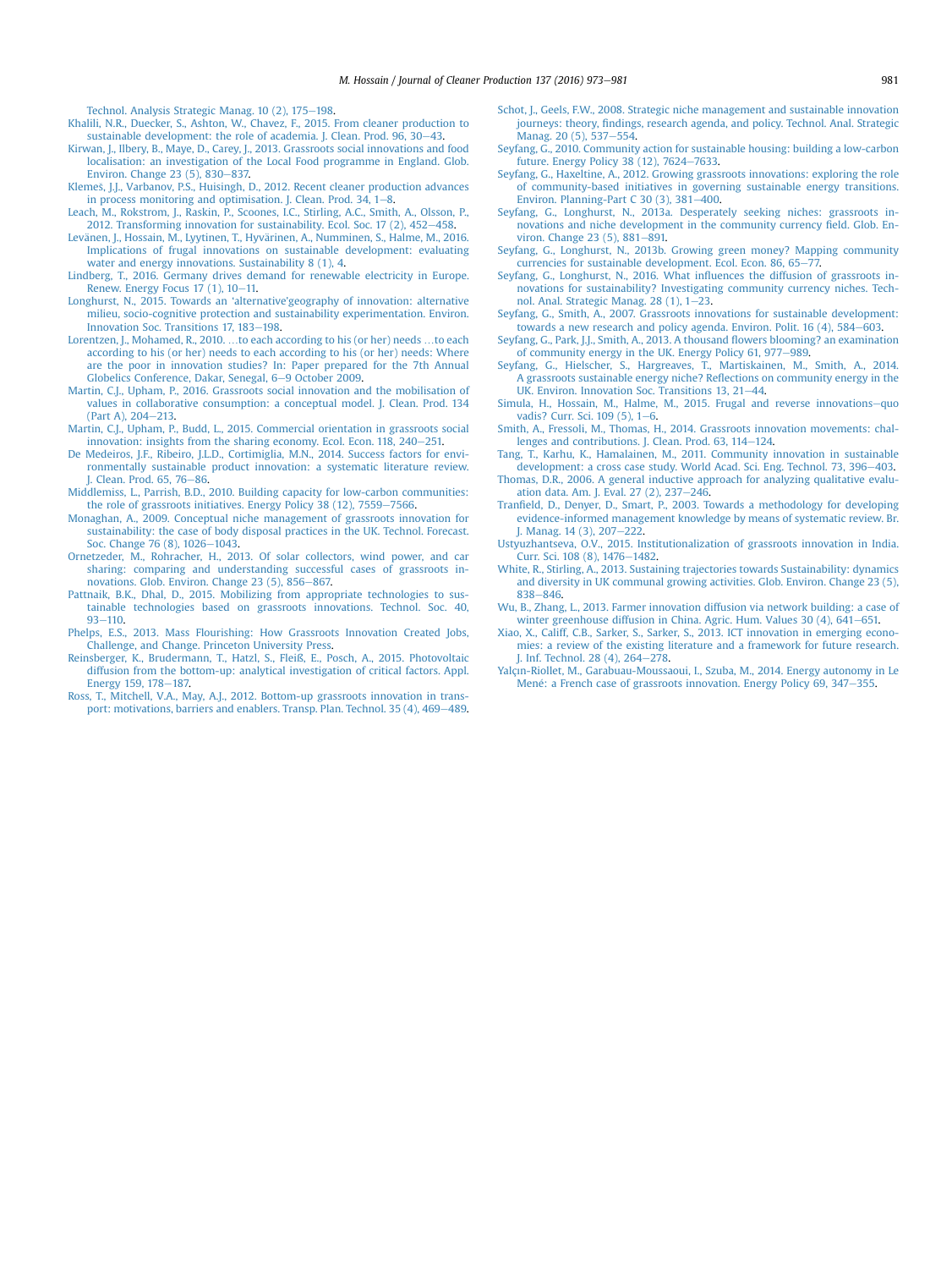Technol. Analysis Strategic Manag. 10 (2), 175–198.

Khalili, N.R., Duecker, S., Ashton, W., Chavez, F., 2015. From cleaner production to sustainable development: the role of academia. J. Clean. Prod. 96, 30–43.

Kirwan, J., Ilbery, B., Maye, D., Carey, J., 2013. Grassroots social innovations and food localisation: an investigation of the Local Food programme in England. Glob. Environ. Change 23 (5), 830–837.

Klemeš, J.J., Varbanov, P.S., Huisingh, D., 2012. Recent cleaner production advances in process monitoring and optimisation. J. Clean. Prod. 34, 1–8.

Leach, M., Rokstrom, J., Raskin, P., Scoones, I.C., Stirling, A.C., Smith, A., Olsson, P., 2012. Transforming innovation for sustainability. Ecol. Soc. 17 (2), 452–458.

Levänen, J., Hossain, M., Lyytinen, T., Hyvärinen, A., Numminen, S., Halme, M., 2016. Implications of frugal innovations on sustainable development: evaluating water and energy innovations. Sustainability 8 (1), 4.

Lindberg, T., 2016. Germany drives demand for renewable electricity in Europe. Renew. Energy Focus 17 (1), 10–11.

Longhurst, N., 2015. Towards an 'alternative'geography of innovation: alternative milieu, socio-cognitive protection and sustainability experimentation. Environ. Innovation Soc. Transitions 17, 183–198.

Lorentzen, J., Mohamed, R., 2010. …to each according to his (or her) needs …to each according to his (or her) needs to each according to his (or her) needs: Where are the poor in innovation studies? In: Paper prepared for the 7th Annual Globelics Conference, Dakar, Senegal, 6–9 October 2009.

Martin, C.J., Upham, P., 2016. Grassroots social innovation and the mobilisation of values in collaborative consumption: a conceptual model. J. Clean. Prod. 134 (Part A), 204–213.

Martin, C.J., Upham, P., Budd, L., 2015. Commercial orientation in grassroots social innovation: insights from the sharing economy. Ecol. Econ. 118, 240–251.

De Medeiros, J.F., Ribeiro, J.L.D., Cortimiglia, M.N., 2014. Success factors for environmentally sustainable product innovation: a systematic literature review. J. Clean. Prod. 65, 76–86.

Middlemiss, L., Parrish, B.D., 2010. Building capacity for low-carbon communities: the role of grassroots initiatives. Energy Policy 38 (12), 7559–7566.

Monaghan, A., 2009. Conceptual niche management of grassroots innovation for sustainability: the case of body disposal practices in the UK. Technol. Forecast. Soc. Change 76 (8), 1026–1043.

Ornetzeder, M., Rohracher, H., 2013. Of solar collectors, wind power, and car sharing: comparing and understanding successful cases of grassroots innovations. Glob. Environ. Change 23 (5), 856–867.

Pattnaik, B.K., Dhal, D., 2015. Mobilizing from appropriate technologies to sustainable technologies based on grassroots innovations. Technol. Soc. 40, 93–110.

Phelps, E.S., 2013. Mass Flourishing: How Grassroots Innovation Created Jobs, Challenge, and Change. Princeton University Press.

Reinsberger, K., Brudermann, T., Hatzl, S., Fleiß, E., Posch, A., 2015. Photovoltaic diffusion from the bottom-up: analytical investigation of critical factors. Appl. Energy 159, 178–187.

Ross, T., Mitchell, V.A., May, A.J., 2012. Bottom-up grassroots innovation in transport: motivations, barriers and enablers. Transp. Plan. Technol. 35 (4), 469–489.

Schot, J., Geels, F.W., 2008. Strategic niche management and sustainable innovation journeys: theory, findings, research agenda, and policy. Technol. Anal. Strategic Manag. 20 (5), 537–554.

Seyfang, G., 2010. Community action for sustainable housing: building a low-carbon future. Energy Policy 38 (12), 7624–7633.

Seyfang, G., Haxeltine, A., 2012. Growing grassroots innovations: exploring the role of community-based initiatives in governing sustainable energy transitions. Environ. Planning-Part C 30 (3), 381–400.

Seyfang, G., Longhurst, N., 2013a. Desperately seeking niches: grassroots innovations and niche development in the community currency field. Glob. Environ. Change 23 (5), 881–891.

Seyfang, G., Longhurst, N., 2013b. Growing green money? Mapping community currencies for sustainable development. Ecol. Econ. 86, 65–77.

Seyfang, G., Longhurst, N., 2016. What influences the diffusion of grassroots innovations for sustainability? Investigating community currency niches. Technol. Anal. Strategic Manag. 28 (1), 1–23.

Seyfang, G., Smith, A., 2007. Grassroots innovations for sustainable development: towards a new research and policy agenda. Environ. Polit. 16 (4), 584–603.

Seyfang, G., Park, J.J., Smith, A., 2013. A thousand flowers blooming? an examination of community energy in the UK. Energy Policy 61, 977–989.

Seyfang, G., Hielscher, S., Hargreaves, T., Martiskainen, M., Smith, A., 2014. A grassroots sustainable energy niche? Reflections on community energy in the UK. Environ. Innovation Soc. Transitions 13, 21–44.

Simula, H., Hossain, M., Halme, M., 2015. Frugal and reverse innovations—quo vadis? Curr. Sci. 109 (5), 1–6.

Smith, A., Fressoli, M., Thomas, H., 2014. Grassroots innovation movements: challenges and contributions. J. Clean. Prod. 63, 114–124.

Tang, T., Karhu, K., Hamalainen, M., 2011. Community innovation in sustainable development: a cross case study. World Acad. Sci. Eng. Technol. 73, 396–403.

Thomas, D.R., 2006. A general inductive approach for analyzing qualitative evaluation data. Am. J. Eval. 27 (2), 237–246.

Tranfield, D., Denyer, D., Smart, P., 2003. Towards a methodology for developing evidence-informed management knowledge by means of systematic review. Br. J. Manag. 14 (3), 207–222.

Ustyuzhantseva, O.V., 2015. Institutionalization of grassroots innovation in India. Curr. Sci. 108 (8), 1476–1482.

White, R., Stirling, A., 2013. Sustaining trajectories towards Sustainability: dynamics and diversity in UK communal growing activities. Glob. Environ. Change 23 (5), 838–846.

Wu, B., Zhang, L., 2013. Farmer innovation diffusion via network building: a case of winter greenhouse diffusion in China. Agric. Hum. Values 30 (4), 641–651.

Xiao, X., Califf, C.B., Sarker, S., Sarker, S., 2013. ICT innovation in emerging economies: a review of the existing literature and a framework for future research. J. Inf. Technol. 28 (4), 264–278.

Yalçın-Riollet, M., Garabuau-Moussaoui, I., Szuba, M., 2014. Energy autonomy in Le Mené: a French case of grassroots innovation. Energy Policy 69, 347–355.